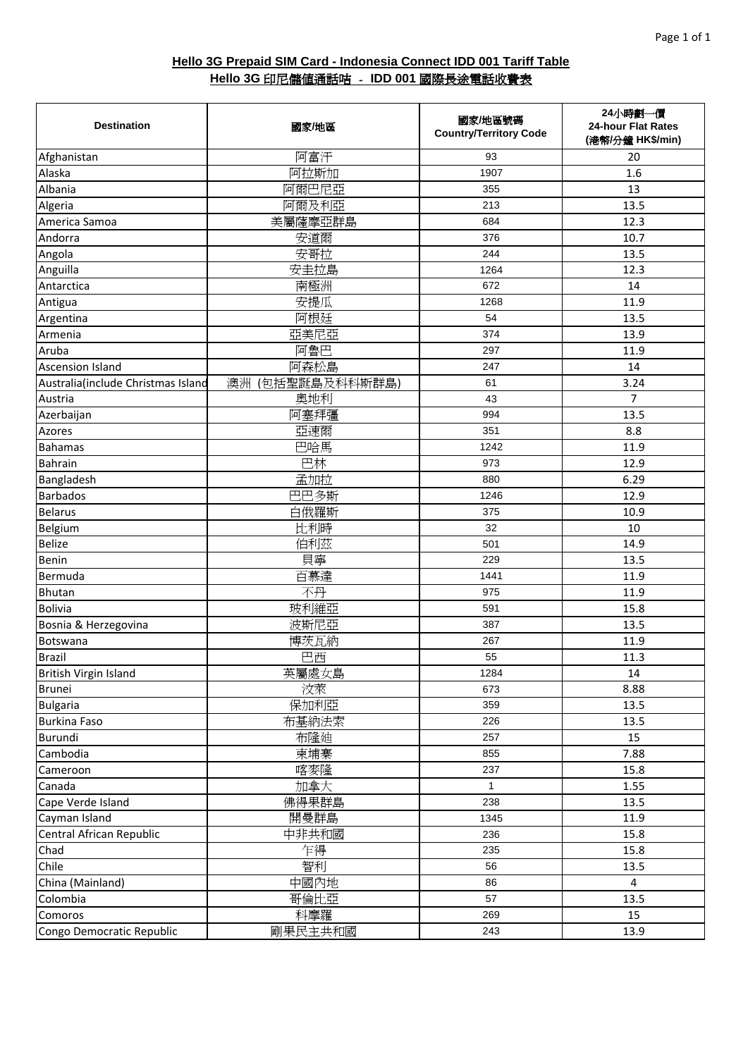## Hello 3G Prepaid SIM Card - Indonesia Connect IDD 001 Tariff Table

## Hello 3G 印尼儲值通話咭 - IDD 001 國際長途電話收費表

| Destination | 國家/地區 | 國家/地區號碼 Country/Territory Code | 24小時劃一價 24-hour Flat Rates (港幣/分鐘 HK$/min) |
|---|---|---|---|
| Afghanistan | 阿富汗 | 93 | 20 |
| Alaska | 阿拉斯加 | 1907 | 1.6 |
| Albania | 阿爾巴尼亞 | 355 | 13 |
| Algeria | 阿爾及利亞 | 213 | 13.5 |
| America Samoa | 美屬薩摩亞群島 | 684 | 12.3 |
| Andorra | 安道爾 | 376 | 10.7 |
| Angola | 安哥拉 | 244 | 13.5 |
| Anguilla | 安圭拉島 | 1264 | 12.3 |
| Antarctica | 南極洲 | 672 | 14 |
| Antigua | 安提瓜 | 1268 | 11.9 |
| Argentina | 阿根廷 | 54 | 13.5 |
| Armenia | 亞美尼亞 | 374 | 13.9 |
| Aruba | 阿魯巴 | 297 | 11.9 |
| Ascension Island | 阿森松島 | 247 | 14 |
| Australia(include Christmas Island | 澳洲 (包括聖誕島及科科斯群島) | 61 | 3.24 |
| Austria | 奧地利 | 43 | 7 |
| Azerbaijan | 阿塞拜疆 | 994 | 13.5 |
| Azores | 亞速爾 | 351 | 8.8 |
| Bahamas | 巴哈馬 | 1242 | 11.9 |
| Bahrain | 巴林 | 973 | 12.9 |
| Bangladesh | 孟加拉 | 880 | 6.29 |
| Barbados | 巴巴多斯 | 1246 | 12.9 |
| Belarus | 白俄羅斯 | 375 | 10.9 |
| Belgium | 比利時 | 32 | 10 |
| Belize | 伯利茲 | 501 | 14.9 |
| Benin | 貝寧 | 229 | 13.5 |
| Bermuda | 百慕達 | 1441 | 11.9 |
| Bhutan | 不丹 | 975 | 11.9 |
| Bolivia | 玻利維亞 | 591 | 15.8 |
| Bosnia & Herzegovina | 波斯尼亞 | 387 | 13.5 |
| Botswana | 博茨瓦納 | 267 | 11.9 |
| Brazil | 巴西 | 55 | 11.3 |
| British Virgin Island | 英屬處女島 | 1284 | 14 |
| Brunei | 汶萊 | 673 | 8.88 |
| Bulgaria | 保加利亞 | 359 | 13.5 |
| Burkina Faso | 布基納法索 | 226 | 13.5 |
| Burundi | 布隆廸 | 257 | 15 |
| Cambodia | 柬埔寨 | 855 | 7.88 |
| Cameroon | 喀麥隆 | 237 | 15.8 |
| Canada | 加拿大 | 1 | 1.55 |
| Cape Verde Island | 佛得果群島 | 238 | 13.5 |
| Cayman Island | 開曼群島 | 1345 | 11.9 |
| Central African Republic | 中非共和國 | 236 | 15.8 |
| Chad | 乍得 | 235 | 15.8 |
| Chile | 智利 | 56 | 13.5 |
| China (Mainland) | 中國內地 | 86 | 4 |
| Colombia | 哥倫比亞 | 57 | 13.5 |
| Comoros | 科摩羅 | 269 | 15 |
| Congo Democratic Republic | 剛果民主共和國 | 243 | 13.9 |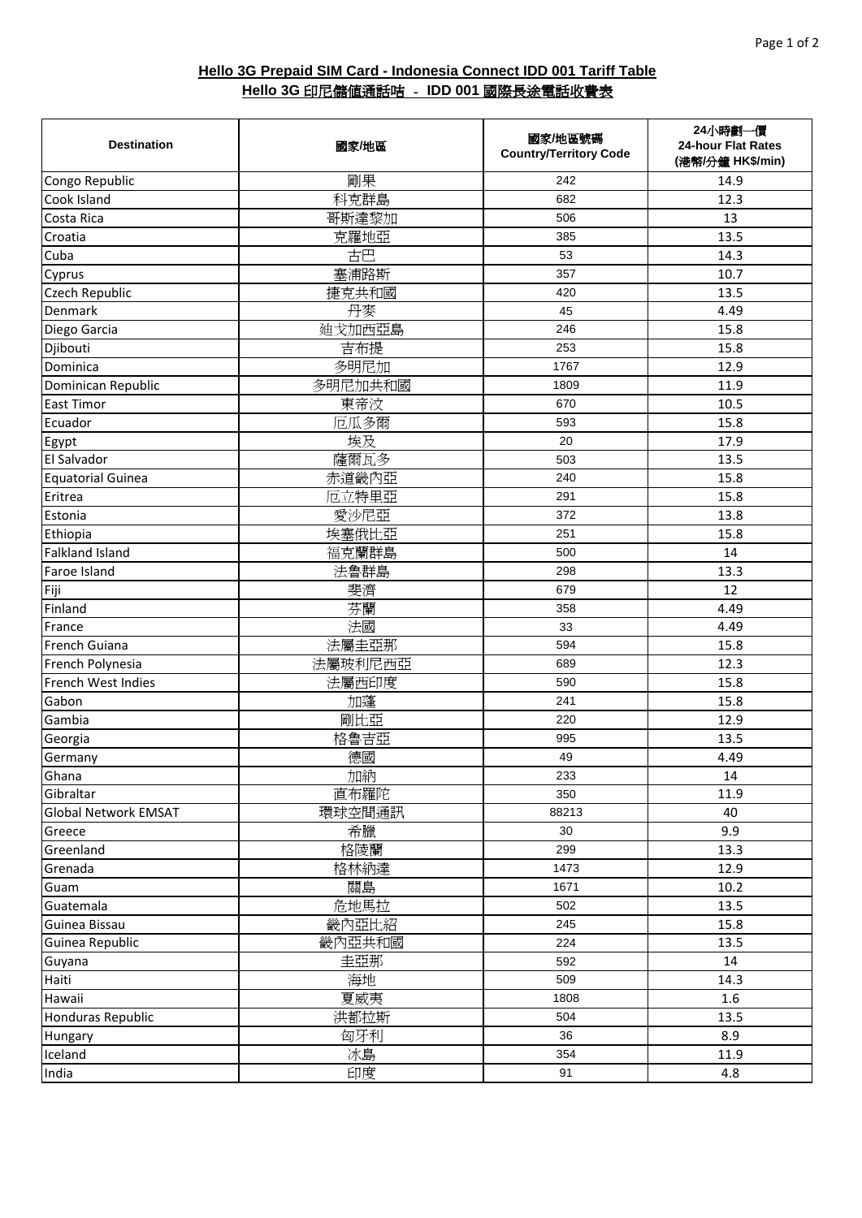**Hello 3G Prepaid SIM Card - Indonesia Connect IDD 001 Tariff Table**

**Hello 3G 印尼儲值通話咭 - IDD 001 國際長途電話收費表**

| Destination | 國家/地區 | 國家/地區號碼 Country/Territory Code | 24小時劃一價 24-hour Flat Rates (港幣/分鐘 HK$/min) |
|---|---|---|---|
| Congo Republic | 剛果 | 242 | 14.9 |
| Cook Island | 科克群島 | 682 | 12.3 |
| Costa Rica | 哥斯達黎加 | 506 | 13 |
| Croatia | 克羅地亞 | 385 | 13.5 |
| Cuba | 古巴 | 53 | 14.3 |
| Cyprus | 塞浦路斯 | 357 | 10.7 |
| Czech Republic | 捷克共和國 | 420 | 13.5 |
| Denmark | 丹麥 | 45 | 4.49 |
| Diego Garcia | 廸戈加西亞島 | 246 | 15.8 |
| Djibouti | 吉布提 | 253 | 15.8 |
| Dominica | 多明尼加 | 1767 | 12.9 |
| Dominican Republic | 多明尼加共和國 | 1809 | 11.9 |
| East Timor | 東帝汶 | 670 | 10.5 |
| Ecuador | 厄瓜多爾 | 593 | 15.8 |
| Egypt | 埃及 | 20 | 17.9 |
| El Salvador | 薩爾瓦多 | 503 | 13.5 |
| Equatorial Guinea | 赤道畿內亞 | 240 | 15.8 |
| Eritrea | 厄立特里亞 | 291 | 15.8 |
| Estonia | 愛沙尼亞 | 372 | 13.8 |
| Ethiopia | 埃塞俄比亞 | 251 | 15.8 |
| Falkland Island | 福克蘭群島 | 500 | 14 |
| Faroe Island | 法魯群島 | 298 | 13.3 |
| Fiji | 斐濟 | 679 | 12 |
| Finland | 芬蘭 | 358 | 4.49 |
| France | 法國 | 33 | 4.49 |
| French Guiana | 法屬圭亞那 | 594 | 15.8 |
| French Polynesia | 法屬玻利尼西亞 | 689 | 12.3 |
| French West Indies | 法屬西印度 | 590 | 15.8 |
| Gabon | 加蓬 | 241 | 15.8 |
| Gambia | 剛比亞 | 220 | 12.9 |
| Georgia | 格魯吉亞 | 995 | 13.5 |
| Germany | 德國 | 49 | 4.49 |
| Ghana | 加納 | 233 | 14 |
| Gibraltar | 直布羅陀 | 350 | 11.9 |
| Global Network EMSAT | 環球空間通訊 | 88213 | 40 |
| Greece | 希臘 | 30 | 9.9 |
| Greenland | 格陵蘭 | 299 | 13.3 |
| Grenada | 格林納達 | 1473 | 12.9 |
| Guam | 關島 | 1671 | 10.2 |
| Guatemala | 危地馬拉 | 502 | 13.5 |
| Guinea Bissau | 畿內亞比紹 | 245 | 15.8 |
| Guinea Republic | 畿內亞共和國 | 224 | 13.5 |
| Guyana | 圭亞那 | 592 | 14 |
| Haiti | 海地 | 509 | 14.3 |
| Hawaii | 夏威夷 | 1808 | 1.6 |
| Honduras Republic | 洪都拉斯 | 504 | 13.5 |
| Hungary | 匈牙利 | 36 | 8.9 |
| Iceland | 冰島 | 354 | 11.9 |
| India | 印度 | 91 | 4.8 |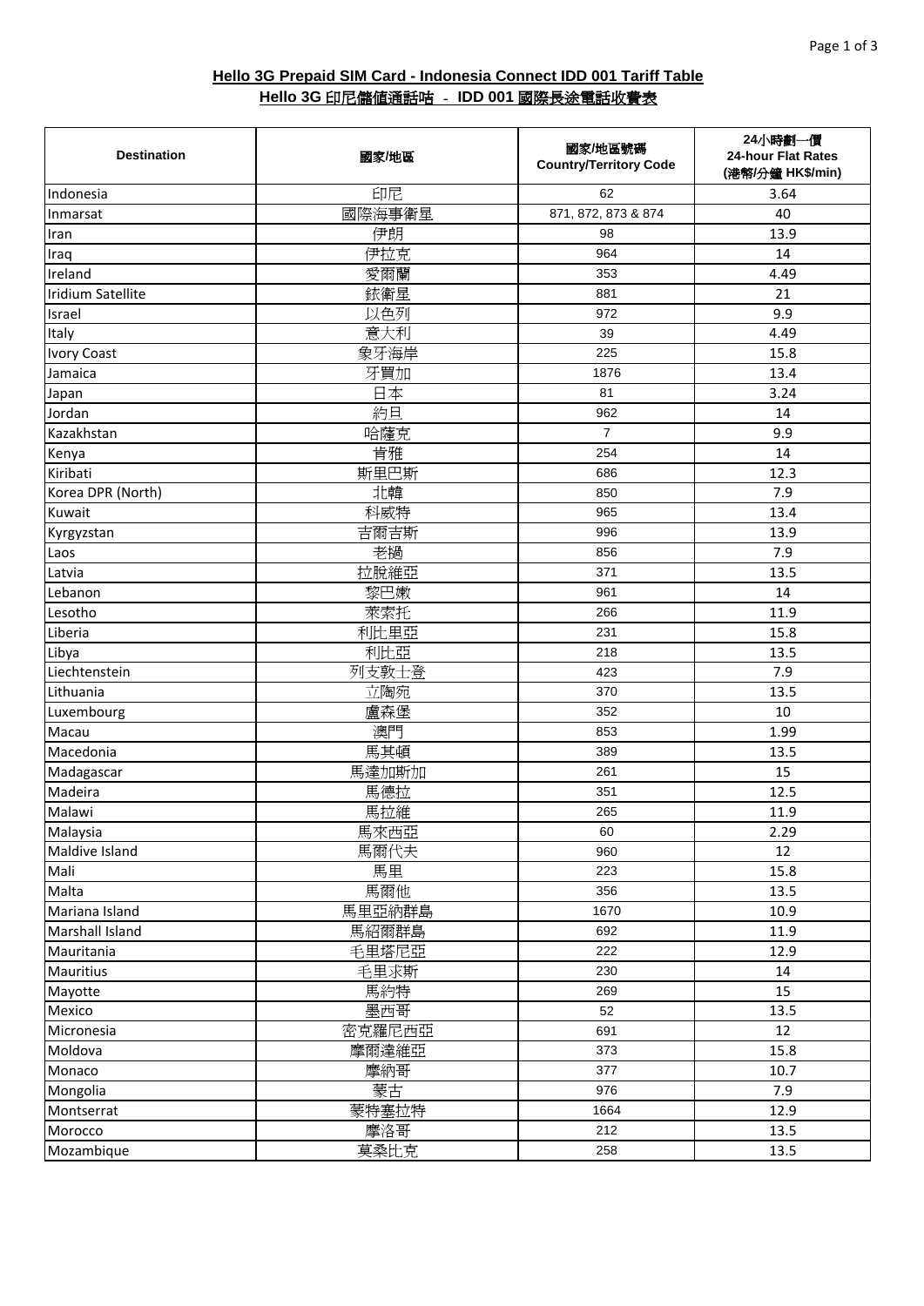**Hello 3G Prepaid SIM Card - Indonesia Connect IDD 001 Tariff Table**

**Hello 3G 印尼儲值通話咭 - IDD 001 國際長途電話收費表**

| Destination | 國家/地區 | 國家/地區號碼 Country/Territory Code | 24小時劃一價 24-hour Flat Rates (港幣/分鐘 HK$/min) |
|---|---|---|---|
| Indonesia | 印尼 | 62 | 3.64 |
| Inmarsat | 國際海事衛星 | 871, 872, 873 & 874 | 40 |
| Iran | 伊朗 | 98 | 13.9 |
| Iraq | 伊拉克 | 964 | 14 |
| Ireland | 愛爾蘭 | 353 | 4.49 |
| Iridium Satellite | 銥衛星 | 881 | 21 |
| Israel | 以色列 | 972 | 9.9 |
| Italy | 意大利 | 39 | 4.49 |
| Ivory Coast | 象牙海岸 | 225 | 15.8 |
| Jamaica | 牙買加 | 1876 | 13.4 |
| Japan | 日本 | 81 | 3.24 |
| Jordan | 約旦 | 962 | 14 |
| Kazakhstan | 哈薩克 | 7 | 9.9 |
| Kenya | 肯雅 | 254 | 14 |
| Kiribati | 斯里巴斯 | 686 | 12.3 |
| Korea DPR (North) | 北韓 | 850 | 7.9 |
| Kuwait | 科威特 | 965 | 13.4 |
| Kyrgyzstan | 吉爾吉斯 | 996 | 13.9 |
| Laos | 老撾 | 856 | 7.9 |
| Latvia | 拉脫維亞 | 371 | 13.5 |
| Lebanon | 黎巴嫩 | 961 | 14 |
| Lesotho | 萊索托 | 266 | 11.9 |
| Liberia | 利比里亞 | 231 | 15.8 |
| Libya | 利比亞 | 218 | 13.5 |
| Liechtenstein | 列支敦士登 | 423 | 7.9 |
| Lithuania | 立陶宛 | 370 | 13.5 |
| Luxembourg | 盧森堡 | 352 | 10 |
| Macau | 澳門 | 853 | 1.99 |
| Macedonia | 馬其頓 | 389 | 13.5 |
| Madagascar | 馬達加斯加 | 261 | 15 |
| Madeira | 馬德拉 | 351 | 12.5 |
| Malawi | 馬拉維 | 265 | 11.9 |
| Malaysia | 馬來西亞 | 60 | 2.29 |
| Maldive Island | 馬爾代夫 | 960 | 12 |
| Mali | 馬里 | 223 | 15.8 |
| Malta | 馬爾他 | 356 | 13.5 |
| Mariana Island | 馬里亞納群島 | 1670 | 10.9 |
| Marshall Island | 馬紹爾群島 | 692 | 11.9 |
| Mauritania | 毛里塔尼亞 | 222 | 12.9 |
| Mauritius | 毛里求斯 | 230 | 14 |
| Mayotte | 馬約特 | 269 | 15 |
| Mexico | 墨西哥 | 52 | 13.5 |
| Micronesia | 密克羅尼西亞 | 691 | 12 |
| Moldova | 摩爾達維亞 | 373 | 15.8 |
| Monaco | 摩納哥 | 377 | 10.7 |
| Mongolia | 蒙古 | 976 | 7.9 |
| Montserrat | 蒙特塞拉特 | 1664 | 12.9 |
| Morocco | 摩洛哥 | 212 | 13.5 |
| Mozambique | 莫桑比克 | 258 | 13.5 |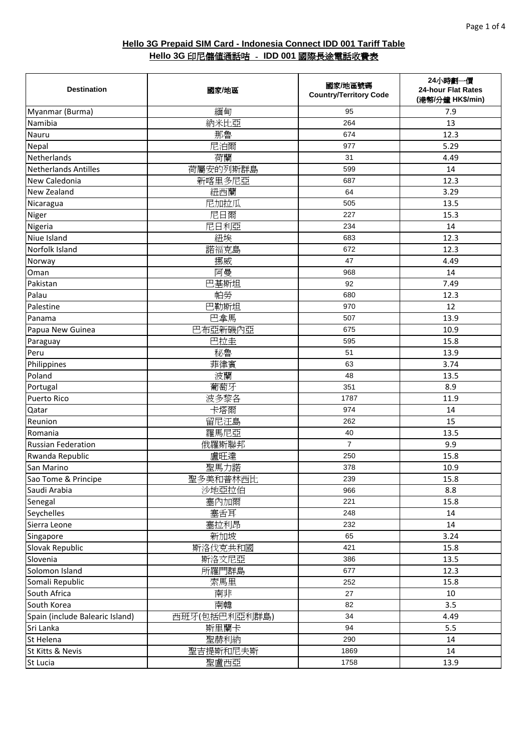**Hello 3G Prepaid SIM Card - Indonesia Connect IDD 001 Tariff Table**

**Hello 3G 印尼儲值通話咭 - IDD 001 國際長途電話收費表**

| Destination | 國家/地區 | 國家/地區號碼 Country/Territory Code | 24小時劃一價 24-hour Flat Rates (港幣/分鐘 HK$/min) |
|---|---|---|---|
| Myanmar (Burma) | 緬甸 | 95 | 7.9 |
| Namibia | 納米比亞 | 264 | 13 |
| Nauru | 那魯 | 674 | 12.3 |
| Nepal | 尼泊爾 | 977 | 5.29 |
| Netherlands | 荷蘭 | 31 | 4.49 |
| Netherlands Antilles | 荷屬安的列斯群島 | 599 | 14 |
| New Caledonia | 新喀里多尼亞 | 687 | 12.3 |
| New Zealand | 紐西蘭 | 64 | 3.29 |
| Nicaragua | 尼加拉瓜 | 505 | 13.5 |
| Niger | 尼日爾 | 227 | 15.3 |
| Nigeria | 尼日利亞 | 234 | 14 |
| Niue Island | 紐埃 | 683 | 12.3 |
| Norfolk Island | 諾福克島 | 672 | 12.3 |
| Norway | 挪威 | 47 | 4.49 |
| Oman | 阿曼 | 968 | 14 |
| Pakistan | 巴基斯坦 | 92 | 7.49 |
| Palau | 帕勞 | 680 | 12.3 |
| Palestine | 巴勒斯坦 | 970 | 12 |
| Panama | 巴拿馬 | 507 | 13.9 |
| Papua New Guinea | 巴布亞新磯內亞 | 675 | 10.9 |
| Paraguay | 巴拉圭 | 595 | 15.8 |
| Peru | 秘魯 | 51 | 13.9 |
| Philippines | 菲律賓 | 63 | 3.74 |
| Poland | 波蘭 | 48 | 13.5 |
| Portugal | 葡萄牙 | 351 | 8.9 |
| Puerto Rico | 波多黎各 | 1787 | 11.9 |
| Qatar | 卡塔爾 | 974 | 14 |
| Reunion | 留尼汪島 | 262 | 15 |
| Romania | 羅馬尼亞 | 40 | 13.5 |
| Russian Federation | 俄羅斯聯邦 | 7 | 9.9 |
| Rwanda Republic | 盧旺達 | 250 | 15.8 |
| San Marino | 聖馬力諾 | 378 | 10.9 |
| Sao Tome & Principe | 聖多美和普林西比 | 239 | 15.8 |
| Saudi Arabia | 沙地亞拉伯 | 966 | 8.8 |
| Senegal | 塞內加爾 | 221 | 15.8 |
| Seychelles | 塞舌耳 | 248 | 14 |
| Sierra Leone | 塞拉利昂 | 232 | 14 |
| Singapore | 新加坡 | 65 | 3.24 |
| Slovak Republic | 斯洛伐克共和國 | 421 | 15.8 |
| Slovenia | 斯洛文尼亞 | 386 | 13.5 |
| Solomon Island | 所羅門群島 | 677 | 12.3 |
| Somali Republic | 索馬里 | 252 | 15.8 |
| South Africa | 南非 | 27 | 10 |
| South Korea | 南韓 | 82 | 3.5 |
| Spain (include Balearic Island) | 西班牙(包括巴利亞利群島) | 34 | 4.49 |
| Sri Lanka | 斯里蘭卡 | 94 | 5.5 |
| St Helena | 聖赫利納 | 290 | 14 |
| St Kitts & Nevis | 聖吉提斯和尼夫斯 | 1869 | 14 |
| St Lucia | 聖盧西亞 | 1758 | 13.9 |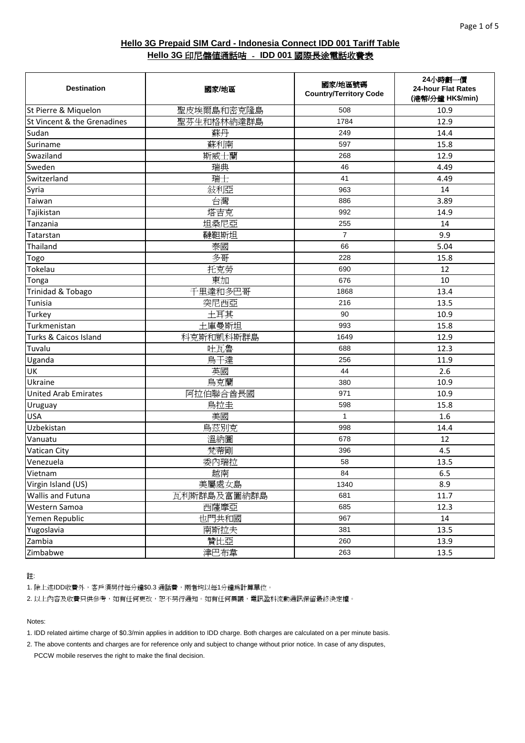**Hello 3G Prepaid SIM Card - Indonesia Connect IDD 001 Tariff Table**

**Hello 3G 印尼儲值通話咭 - IDD 001 國際長途電話收費表**

| Destination | 國家/地區 | 國家/地區號碼 Country/Territory Code | 24小時劃一價 24-hour Flat Rates (港幣/分鐘 HK$/min) |
|---|---|---|---|
| St Pierre & Miquelon | 聖皮埃爾島和密克隆島 | 508 | 10.9 |
| St Vincent & the Grenadines | 聖芬生和格林納達群島 | 1784 | 12.9 |
| Sudan | 蘇丹 | 249 | 14.4 |
| Suriname | 蘇利南 | 597 | 15.8 |
| Swaziland | 斯威士蘭 | 268 | 12.9 |
| Sweden | 瑞典 | 46 | 4.49 |
| Switzerland | 瑞士 | 41 | 4.49 |
| Syria | 敍利亞 | 963 | 14 |
| Taiwan | 台灣 | 886 | 3.89 |
| Tajikistan | 塔吉克 | 992 | 14.9 |
| Tanzania | 坦桑尼亞 | 255 | 14 |
| Tatarstan | 韃靼斯坦 | 7 | 9.9 |
| Thailand | 泰國 | 66 | 5.04 |
| Togo | 多哥 | 228 | 15.8 |
| Tokelau | 托克勞 | 690 | 12 |
| Tonga | 東加 | 676 | 10 |
| Trinidad & Tobago | 千里達和多巴哥 | 1868 | 13.4 |
| Tunisia | 突尼西亞 | 216 | 13.5 |
| Turkey | 土耳其 | 90 | 10.9 |
| Turkmenistan | 土庫曼斯坦 | 993 | 15.8 |
| Turks & Caicos Island | 科克斯和凱科斯群島 | 1649 | 12.9 |
| Tuvalu | 吐瓦魯 | 688 | 12.3 |
| Uganda | 烏干達 | 256 | 11.9 |
| UK | 英國 | 44 | 2.6 |
| Ukraine | 烏克蘭 | 380 | 10.9 |
| United Arab Emirates | 阿拉伯聯合酋長國 | 971 | 10.9 |
| Uruguay | 烏拉圭 | 598 | 15.8 |
| USA | 美國 | 1 | 1.6 |
| Uzbekistan | 烏茲別克 | 998 | 14.4 |
| Vanuatu | 溫納圖 | 678 | 12 |
| Vatican City | 梵蒂岡 | 396 | 4.5 |
| Venezuela | 委內瑞拉 | 58 | 13.5 |
| Vietnam | 越南 | 84 | 6.5 |
| Virgin Island (US) | 美屬處女島 | 1340 | 8.9 |
| Wallis and Futuna | 瓦利斯群島及富圖納群島 | 681 | 11.7 |
| Western Samoa | 西薩摩亞 | 685 | 12.3 |
| Yemen Republic | 也門共和國 | 967 | 14 |
| Yugoslavia | 南斯拉夫 | 381 | 13.5 |
| Zambia | 贊比亞 | 260 | 13.9 |
| Zimbabwe | 津巴布韋 | 263 | 13.5 |

註:

1. 除上述IDD收費外，客戶須另付每分鐘$0.3 通話費，兩者均以每1分鐘爲計算單位。
2. 以上內容及收費只供參考，如有任何更改，恕不另行通知。如有任何異議，電訊盈科流動通訊保留最終決定權。

Notes:

1. IDD related airtime charge of $0.3/min applies in addition to IDD charge. Both charges are calculated on a per minute basis.
2. The above contents and charges are for reference only and subject to change without prior notice. In case of any disputes, PCCW mobile reserves the right to make the final decision.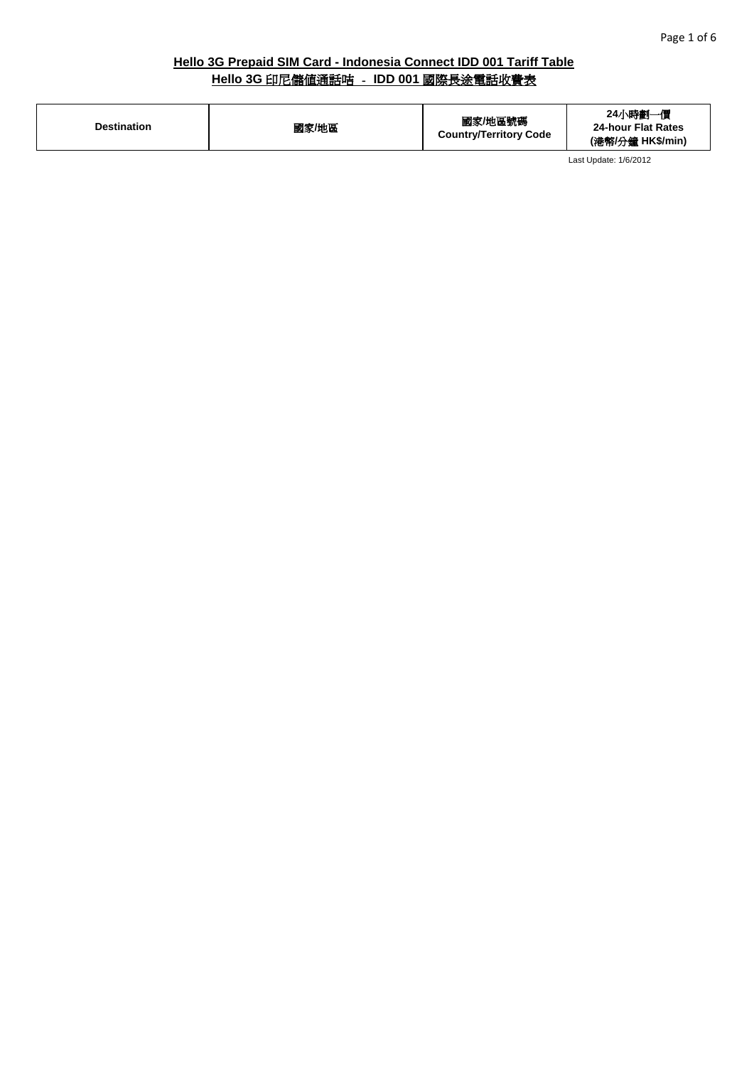## Hello 3G Prepaid SIM Card - Indonesia Connect IDD 001 Tariff Table

## Hello 3G 印尼儲值通話咭 - IDD 001 國際長途電話收費表

| Destination | 國家/地區 | 國家/地區號碼 Country/Territory Code | 24小時劃一價 24-hour Flat Rates (港幣/分鐘 HK$/min) |
|---|---|---|---|

Last Update: 1/6/2012